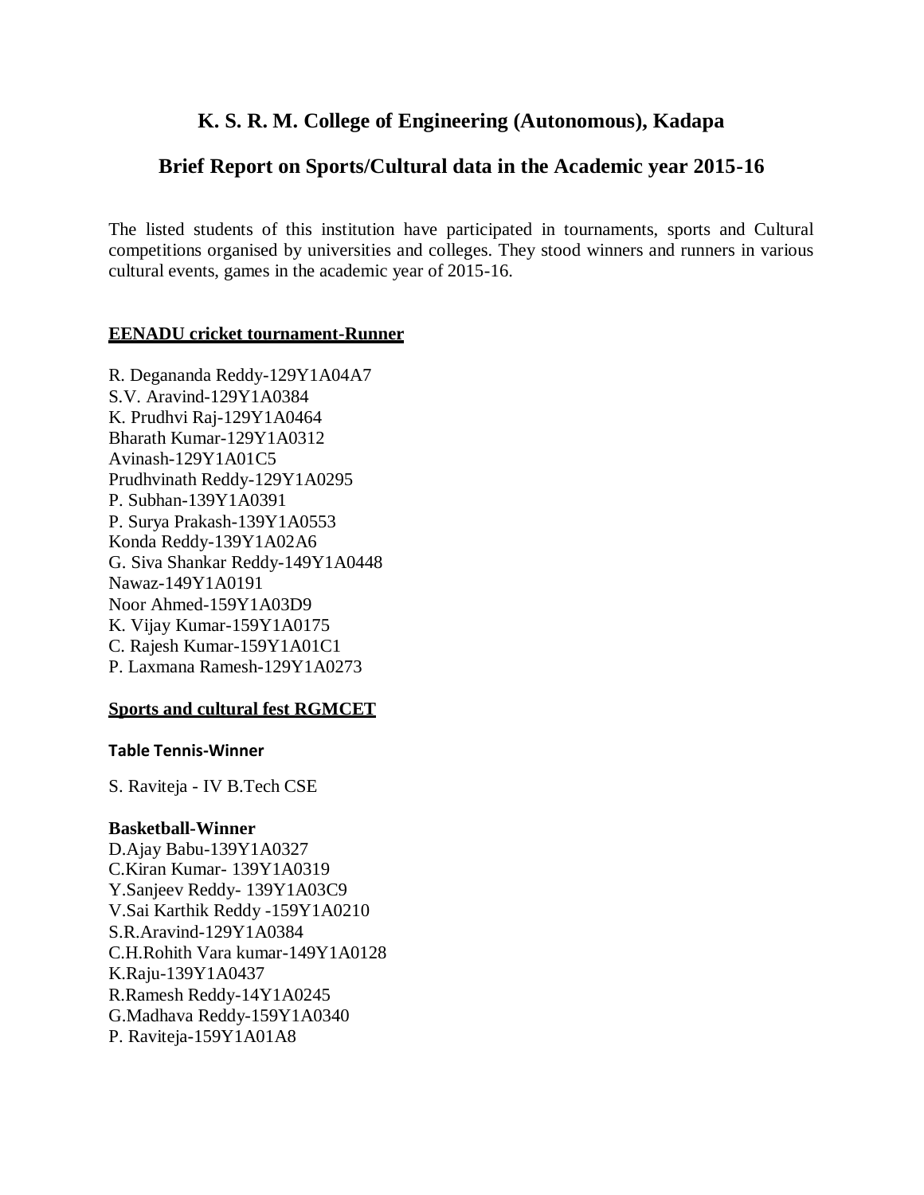# K. S. R. M. College of Engineering (Autonomous), Kadapa

## Brief Report on Sports/Cultural data in the Academic year 2015-16

The listed students of this institution have participated in tournaments, sports and Cultural competitions organised by universities and colleges. They stood winners and runners in various cultural events, games in the academic year of 2015-16.

**EENADU cricket tournament-Runner**

R. Degananda Reddy-129Y1A04A7
S.V. Aravind-129Y1A0384
K. Prudhvi Raj-129Y1A0464
Bharath Kumar-129Y1A0312
Avinash-129Y1A01C5
Prudhvinath Reddy-129Y1A0295
P. Subhan-139Y1A0391
P. Surya Prakash-139Y1A0553
Konda Reddy-139Y1A02A6
G. Siva Shankar Reddy-149Y1A0448
Nawaz-149Y1A0191
Noor Ahmed-159Y1A03D9
K. Vijay Kumar-159Y1A0175
C. Rajesh Kumar-159Y1A01C1
P. Laxmana Ramesh-129Y1A0273

**Sports and cultural fest RGMCET**

**Table Tennis-Winner**

S. Raviteja - IV B.Tech CSE

**Basketball-Winner**

D.Ajay Babu-139Y1A0327
C.Kiran Kumar- 139Y1A0319
Y.Sanjeev Reddy- 139Y1A03C9
V.Sai Karthik Reddy -159Y1A0210
S.R.Aravind-129Y1A0384
C.H.Rohith Vara kumar-149Y1A0128
K.Raju-139Y1A0437
R.Ramesh Reddy-14Y1A0245
G.Madhava Reddy-159Y1A0340
P. Raviteja-159Y1A01A8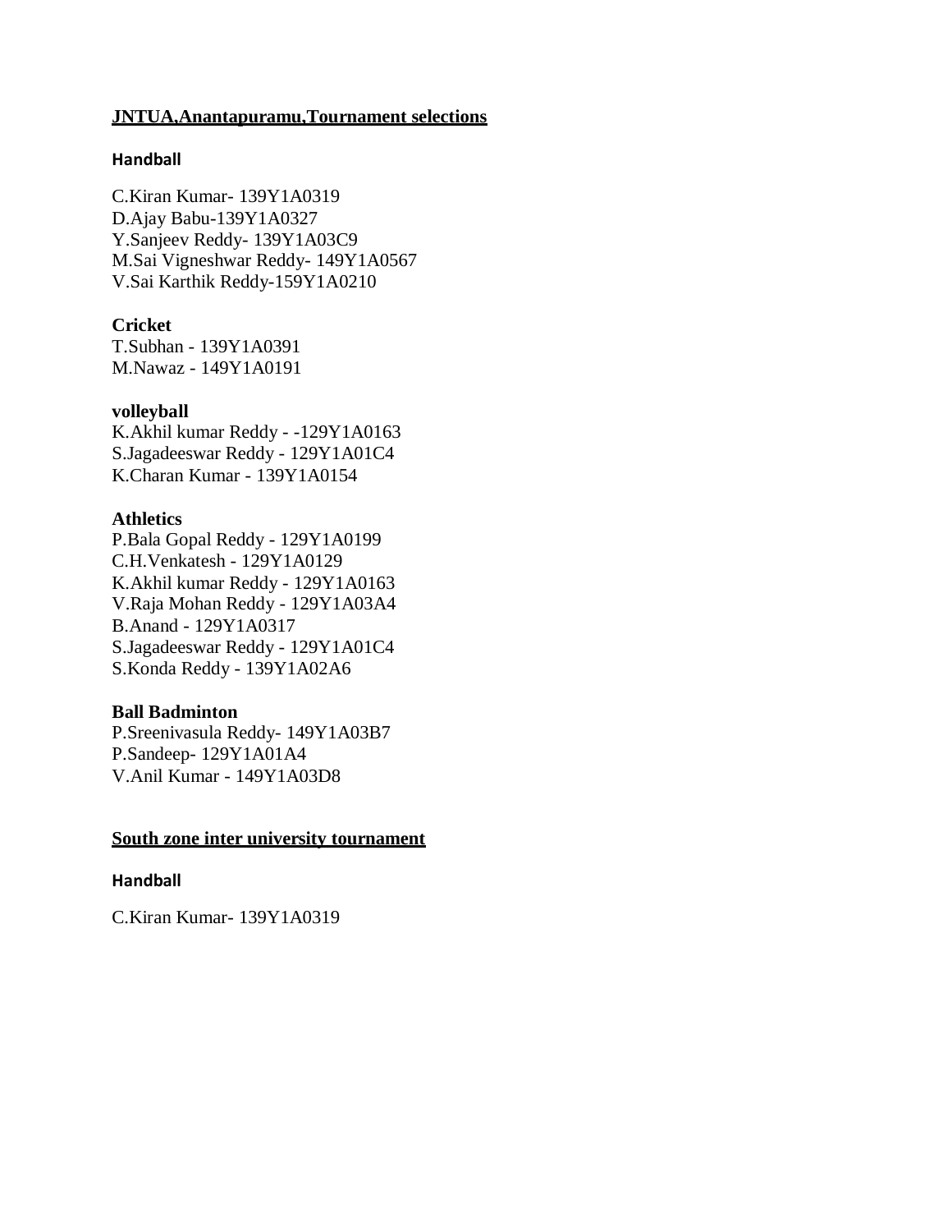## JNTUA,Anantapuramu,Tournament selections

### Handball

C.Kiran Kumar- 139Y1A0319
D.Ajay Babu-139Y1A0327
Y.Sanjeev Reddy- 139Y1A03C9
M.Sai Vigneshwar Reddy- 149Y1A0567
V.Sai Karthik Reddy-159Y1A0210

### Cricket

T.Subhan - 139Y1A0391
M.Nawaz - 149Y1A0191

### volleyball

K.Akhil kumar Reddy - -129Y1A0163
S.Jagadeeswar Reddy - 129Y1A01C4
K.Charan Kumar - 139Y1A0154

### Athletics

P.Bala Gopal Reddy - 129Y1A0199
C.H.Venkatesh - 129Y1A0129
K.Akhil kumar Reddy - 129Y1A0163
V.Raja Mohan Reddy - 129Y1A03A4
B.Anand - 129Y1A0317
S.Jagadeeswar Reddy - 129Y1A01C4
S.Konda Reddy - 139Y1A02A6

### Ball Badminton

P.Sreenivasula Reddy- 149Y1A03B7
P.Sandeep- 129Y1A01A4
V.Anil Kumar - 149Y1A03D8

## South zone inter university tournament

### Handball

C.Kiran Kumar- 139Y1A0319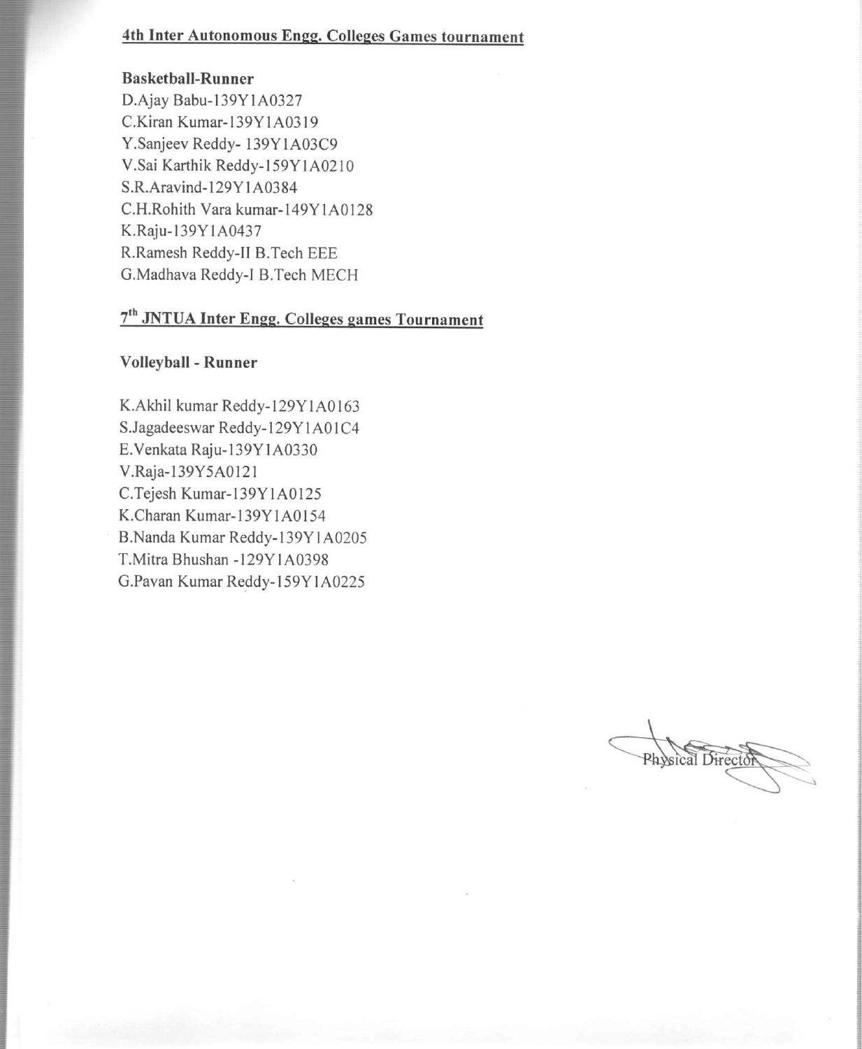## 4th Inter Autonomous Engg. Colleges Games tournament

**Basketball-Runner**

D.Ajay Babu-139Y1A0327
C.Kiran Kumar-139Y1A0319
Y.Sanjeev Reddy- 139Y1A03C9
V.Sai Karthik Reddy-159Y1A0210
S.R.Aravind-129Y1A0384
C.H.Rohith Vara kumar-149Y1A0128
K.Raju-139Y1A0437
R.Ramesh Reddy-II B.Tech EEE
G.Madhava Reddy-I B.Tech MECH

## 7th JNTUA Inter Engg. Colleges games Tournament

**Volleyball - Runner**

K.Akhil kumar Reddy-129Y1A0163
S.Jagadeeswar Reddy-129Y1A01C4
E.Venkata Raju-139Y1A0330
V.Raja-139Y5A0121
C.Tejesh Kumar-139Y1A0125
K.Charan Kumar-139Y1A0154
B.Nanda Kumar Reddy-139Y1A0205
T.Mitra Bhushan -129Y1A0398
G.Pavan Kumar Reddy-159Y1A0225

Physical Director